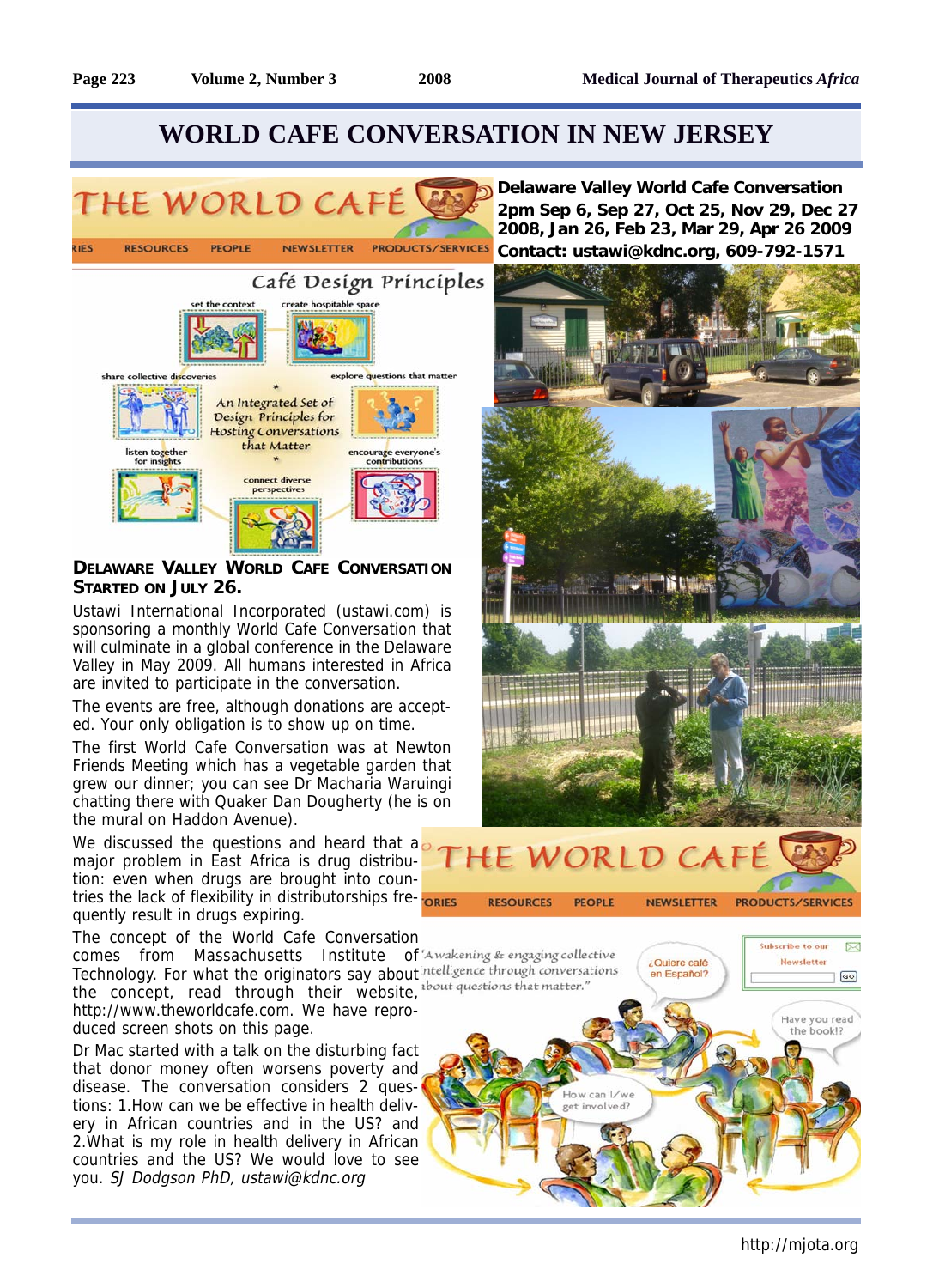# WORLD CAFE CONVERSATION IN NEW JERSEY

**Delaware Valley World Cafe Conversation**
**2pm Sep 6, Sep 27, Oct 25, Nov 29, Dec 27 2008, Jan 26, Feb 23, Mar 29, Apr 26 2009**
**Contact: ustawi@kdnc.org, 609-792-1571**

### DELAWARE VALLEY WORLD CAFE CONVERSATION STARTED ON JULY 26.

Ustawi International Incorporated (ustawi.com) is sponsoring a monthly World Cafe Conversation that will culminate in a global conference in the Delaware Valley in May 2009. All humans interested in Africa are invited to participate in the conversation.

The events are free, although donations are accepted. Your only obligation is to show up on time.

The first World Cafe Conversation was at Newton Friends Meeting which has a vegetable garden that grew our dinner; you can see Dr Macharia Waruingi chatting there with Quaker Dan Dougherty (he is on the mural on Haddon Avenue).

We discussed the questions and heard that a major problem in East Africa is drug distribution: even when drugs are brought into countries the lack of flexibility in distributorships frequently result in drugs expiring.

The concept of the World Cafe Conversation comes from Massachusetts Institute of Technology. For what the originators say about the concept, read through their website, http://www.theworldcafe.com. We have reproduced screen shots on this page.

Dr Mac started with a talk on the disturbing fact that donor money often worsens poverty and disease. The conversation considers 2 questions: 1.How can we be effective in health delivery in African countries and in the US? and 2.What is my role in health delivery in African countries and the US? We would love to see you. *SJ Dodgson PhD, ustawi@kdnc.org*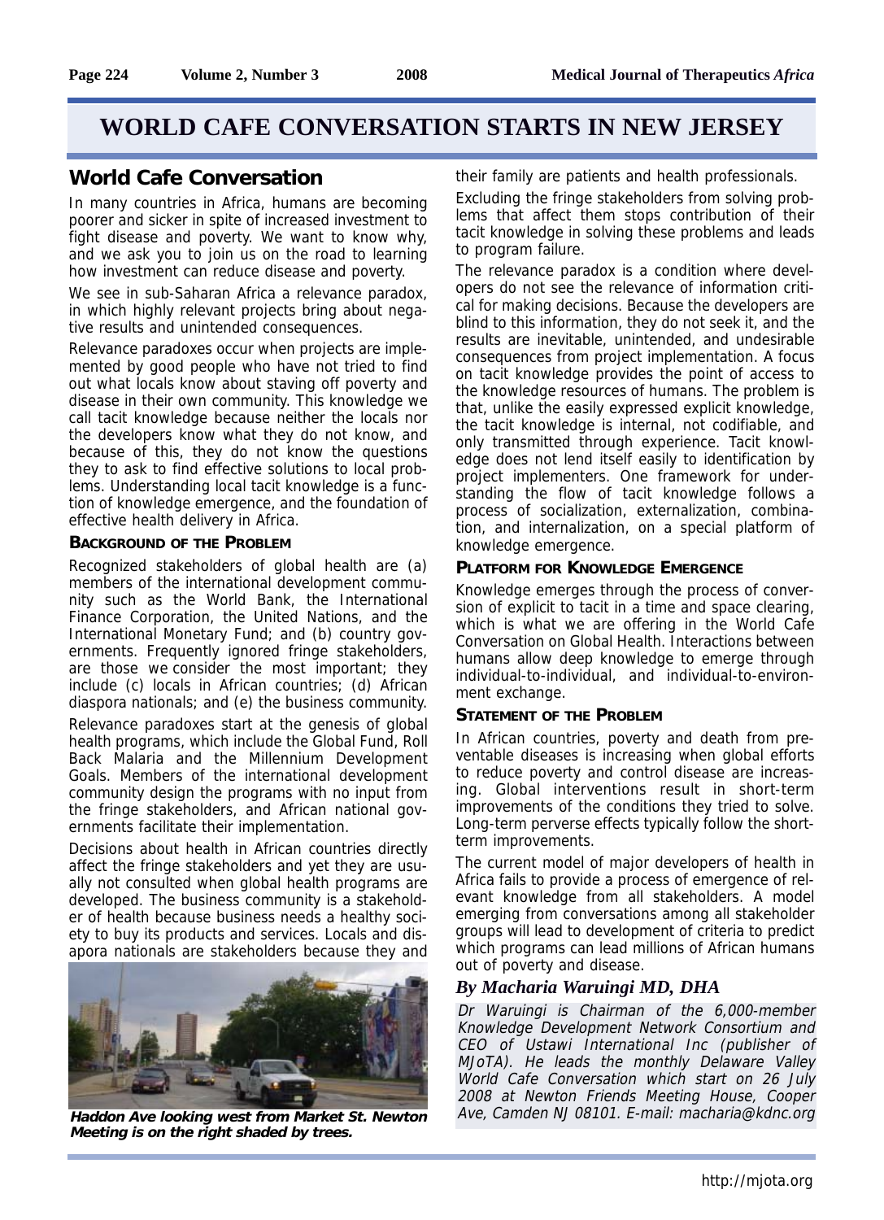# WORLD CAFE CONVERSATION STARTS IN NEW JERSEY

## World Cafe Conversation

In many countries in Africa, humans are becoming poorer and sicker in spite of increased investment to fight disease and poverty. We want to know why, and we ask you to join us on the road to learning how investment can reduce disease and poverty.

We see in sub-Saharan Africa a relevance paradox, in which highly relevant projects bring about negative results and unintended consequences.

Relevance paradoxes occur when projects are implemented by good people who have not tried to find out what locals know about staving off poverty and disease in their own community. This knowledge we call tacit knowledge because neither the locals nor the developers know what they do not know, and because of this, they do not know the questions they to ask to find effective solutions to local problems. Understanding local tacit knowledge is a function of knowledge emergence, and the foundation of effective health delivery in Africa.

### Background of the Problem

Recognized stakeholders of global health are (a) members of the international development community such as the World Bank, the International Finance Corporation, the United Nations, and the International Monetary Fund; and (b) country governments. Frequently ignored fringe stakeholders, are those we consider the most important; they include (c) locals in African countries; (d) African diaspora nationals; and (e) the business community.

Relevance paradoxes start at the genesis of global health programs, which include the Global Fund, Roll Back Malaria and the Millennium Development Goals. Members of the international development community design the programs with no input from the fringe stakeholders, and African national governments facilitate their implementation.

Decisions about health in African countries directly affect the fringe stakeholders and yet they are usually not consulted when global health programs are developed. The business community is a stakeholder of health because business needs a healthy society to buy its products and services. Locals and disapora nationals are stakeholders because they and their family are patients and health professionals.

**Haddon Ave looking west from Market St. Newton Meeting is on the right shaded by trees.**

Excluding the fringe stakeholders from solving problems that affect them stops contribution of their tacit knowledge in solving these problems and leads to program failure.

The relevance paradox is a condition where developers do not see the relevance of information critical for making decisions. Because the developers are blind to this information, they do not seek it, and the results are inevitable, unintended, and undesirable consequences from project implementation. A focus on tacit knowledge provides the point of access to the knowledge resources of humans. The problem is that, unlike the easily expressed explicit knowledge, the tacit knowledge is internal, not codifiable, and only transmitted through experience. Tacit knowledge does not lend itself easily to identification by project implementers. One framework for understanding the flow of tacit knowledge follows a process of socialization, externalization, combination, and internalization, on a special platform of knowledge emergence.

### Platform for Knowledge Emergence

Knowledge emerges through the process of conversion of explicit to tacit in a time and space clearing, which is what we are offering in the World Cafe Conversation on Global Health. Interactions between humans allow deep knowledge to emerge through individual-to-individual, and individual-to-environment exchange.

### Statement of the Problem

In African countries, poverty and death from preventable diseases is increasing when global efforts to reduce poverty and control disease are increasing. Global interventions result in short-term improvements of the conditions they tried to solve. Long-term perverse effects typically follow the short-term improvements.

The current model of major developers of health in Africa fails to provide a process of emergence of relevant knowledge from all stakeholders. A model emerging from conversations among all stakeholder groups will lead to development of criteria to predict which programs can lead millions of African humans out of poverty and disease.

***By Macharia Waruingi MD, DHA***

*Dr Waruingi is Chairman of the 6,000-member Knowledge Development Network Consortium and CEO of Ustawi International Inc (publisher of MJoTA). He leads the monthly Delaware Valley World Cafe Conversation which start on 26 July 2008 at Newton Friends Meeting House, Cooper Ave, Camden NJ 08101. E-mail: macharia@kdnc.org*